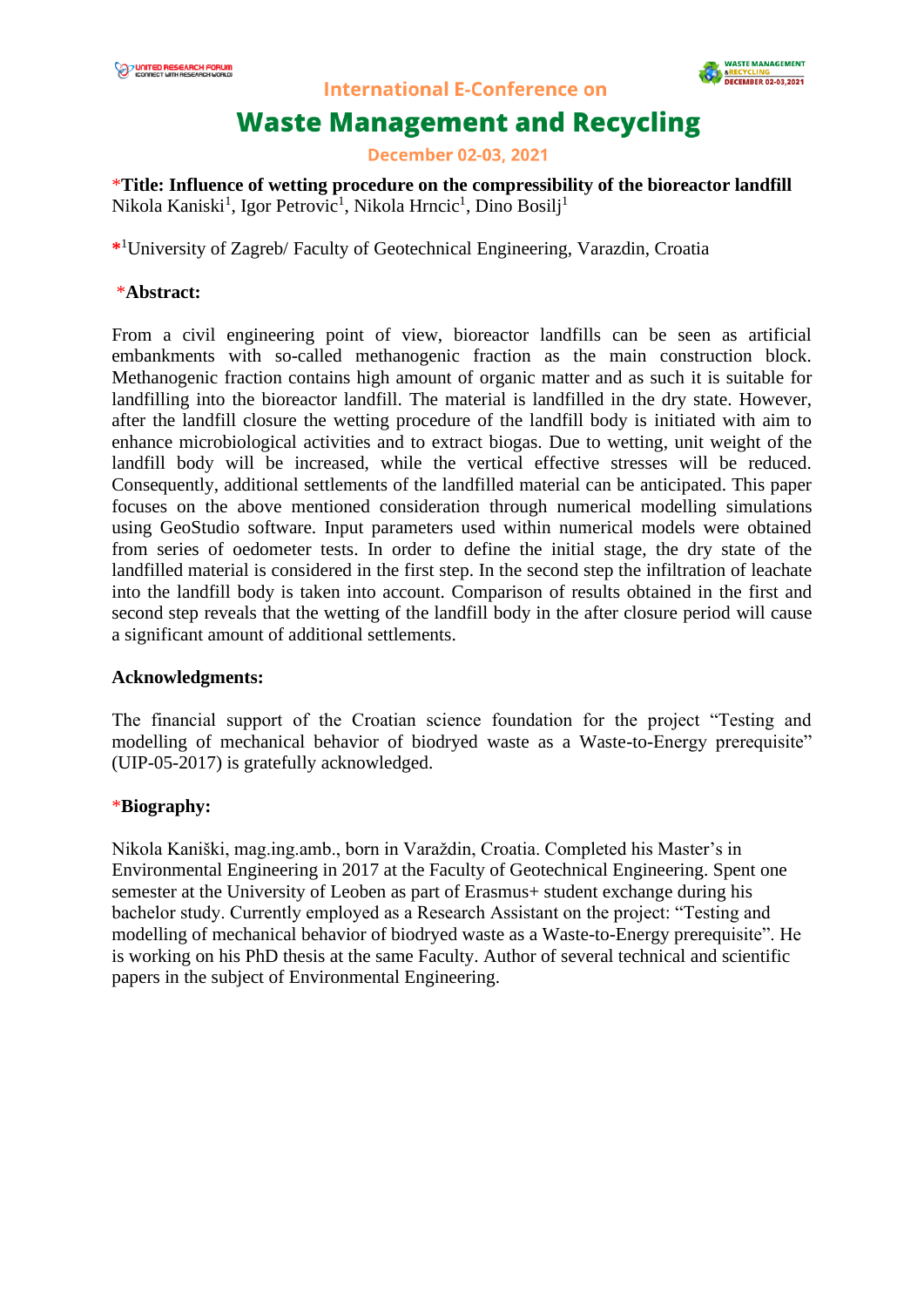International E-Conference on

# Waste Management and Recycling

December 02-03, 2021

*Title: Influence of wetting procedure on the compressibility of the bioreactor landfill**

Nikola Kaniski[1], Igor Petrovic[1], Nikola Hrncic[1], Dino Bosilj[1]

*[1]University of Zagreb/ Faculty of Geotechnical Engineering, Varazdin, Croatia

**\*Abstract:**

From a civil engineering point of view, bioreactor landfills can be seen as artificial embankments with so-called methanogenic fraction as the main construction block. Methanogenic fraction contains high amount of organic matter and as such it is suitable for landfilling into the bioreactor landfill. The material is landfilled in the dry state. However, after the landfill closure the wetting procedure of the landfill body is initiated with aim to enhance microbiological activities and to extract biogas. Due to wetting, unit weight of the landfill body will be increased, while the vertical effective stresses will be reduced. Consequently, additional settlements of the landfilled material can be anticipated. This paper focuses on the above mentioned consideration through numerical modelling simulations using GeoStudio software. Input parameters used within numerical models were obtained from series of oedometer tests. In order to define the initial stage, the dry state of the landfilled material is considered in the first step. In the second step the infiltration of leachate into the landfill body is taken into account. Comparison of results obtained in the first and second step reveals that the wetting of the landfill body in the after closure period will cause a significant amount of additional settlements.

**Acknowledgments:**

The financial support of the Croatian science foundation for the project "Testing and modelling of mechanical behavior of biodryed waste as a Waste-to-Energy prerequisite" (UIP-05-2017) is gratefully acknowledged.

**\*Biography:**

Nikola Kaniški, mag.ing.amb., born in Varaždin, Croatia. Completed his Master's in Environmental Engineering in 2017 at the Faculty of Geotechnical Engineering. Spent one semester at the University of Leoben as part of Erasmus+ student exchange during his bachelor study. Currently employed as a Research Assistant on the project: "Testing and modelling of mechanical behavior of biodryed waste as a Waste-to-Energy prerequisite". He is working on his PhD thesis at the same Faculty. Author of several technical and scientific papers in the subject of Environmental Engineering.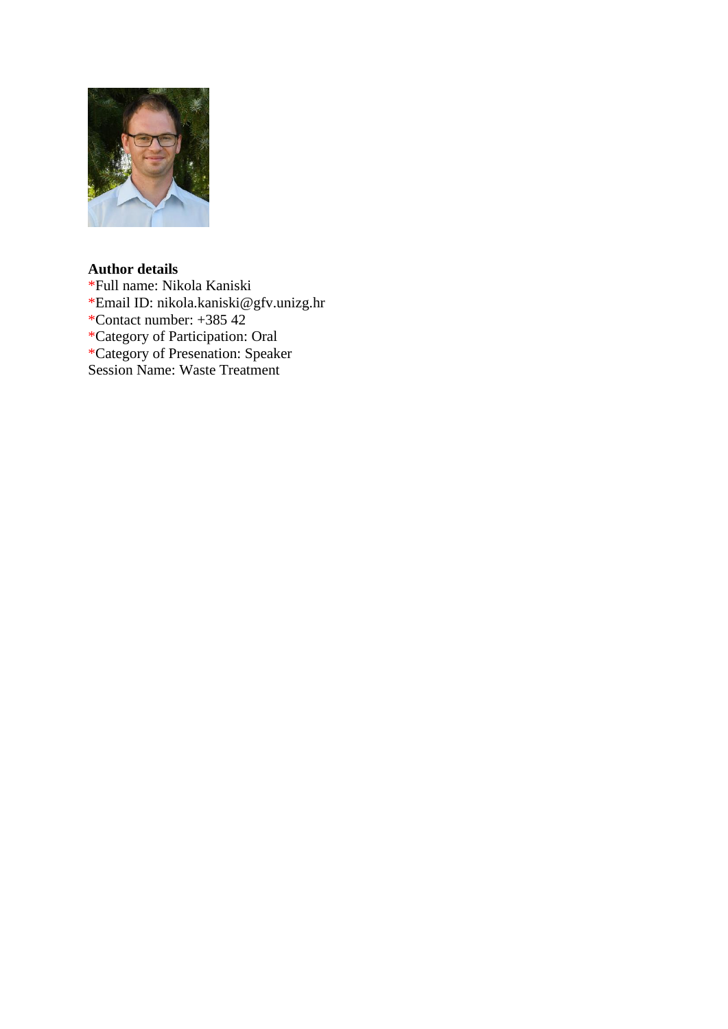**Author details**

*Full name: Nikola Kaniski
*Email ID: nikola.kaniski@gfv.unizg.hr
*Contact number: +385 42
*Category of Participation: Oral
*Category of Presenation: Speaker
Session Name: Waste Treatment